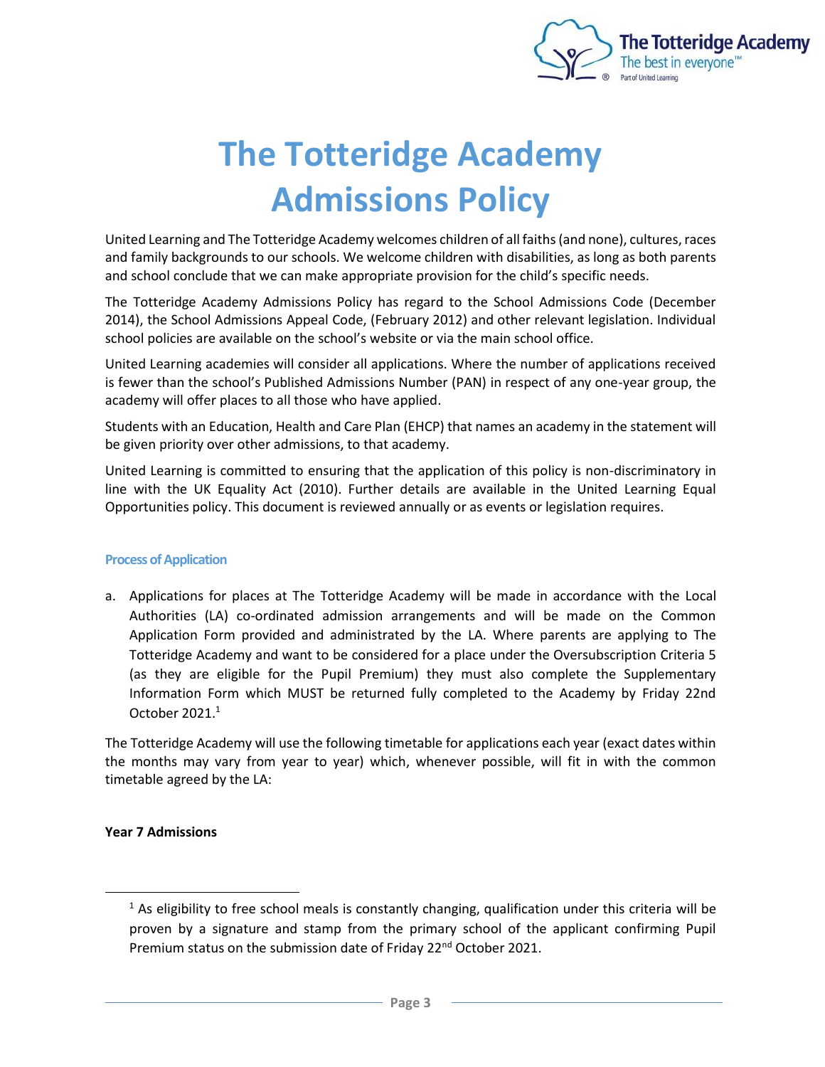# The Totteridge Academy Admissions Policy

United Learning and The Totteridge Academy welcomes children of all faiths (and none), cultures, races and family backgrounds to our schools. We welcome children with disabilities, as long as both parents and school conclude that we can make appropriate provision for the child's specific needs.

The Totteridge Academy Admissions Policy has regard to the School Admissions Code (December 2014), the School Admissions Appeal Code, (February 2012) and other relevant legislation. Individual school policies are available on the school's website or via the main school office.

United Learning academies will consider all applications. Where the number of applications received is fewer than the school's Published Admissions Number (PAN) in respect of any one-year group, the academy will offer places to all those who have applied.

Students with an Education, Health and Care Plan (EHCP) that names an academy in the statement will be given priority over other admissions, to that academy.

United Learning is committed to ensuring that the application of this policy is non-discriminatory in line with the UK Equality Act (2010). Further details are available in the United Learning Equal Opportunities policy. This document is reviewed annually or as events or legislation requires.

### Process of Application

a. Applications for places at The Totteridge Academy will be made in accordance with the Local Authorities (LA) co-ordinated admission arrangements and will be made on the Common Application Form provided and administrated by the LA. Where parents are applying to The Totteridge Academy and want to be considered for a place under the Oversubscription Criteria 5 (as they are eligible for the Pupil Premium) they must also complete the Supplementary Information Form which MUST be returned fully completed to the Academy by Friday 22nd October 2021.[1]

The Totteridge Academy will use the following timetable for applications each year (exact dates within the months may vary from year to year) which, whenever possible, will fit in with the common timetable agreed by the LA:

**Year 7 Admissions**

[1] As eligibility to free school meals is constantly changing, qualification under this criteria will be proven by a signature and stamp from the primary school of the applicant confirming Pupil Premium status on the submission date of Friday 22nd October 2021.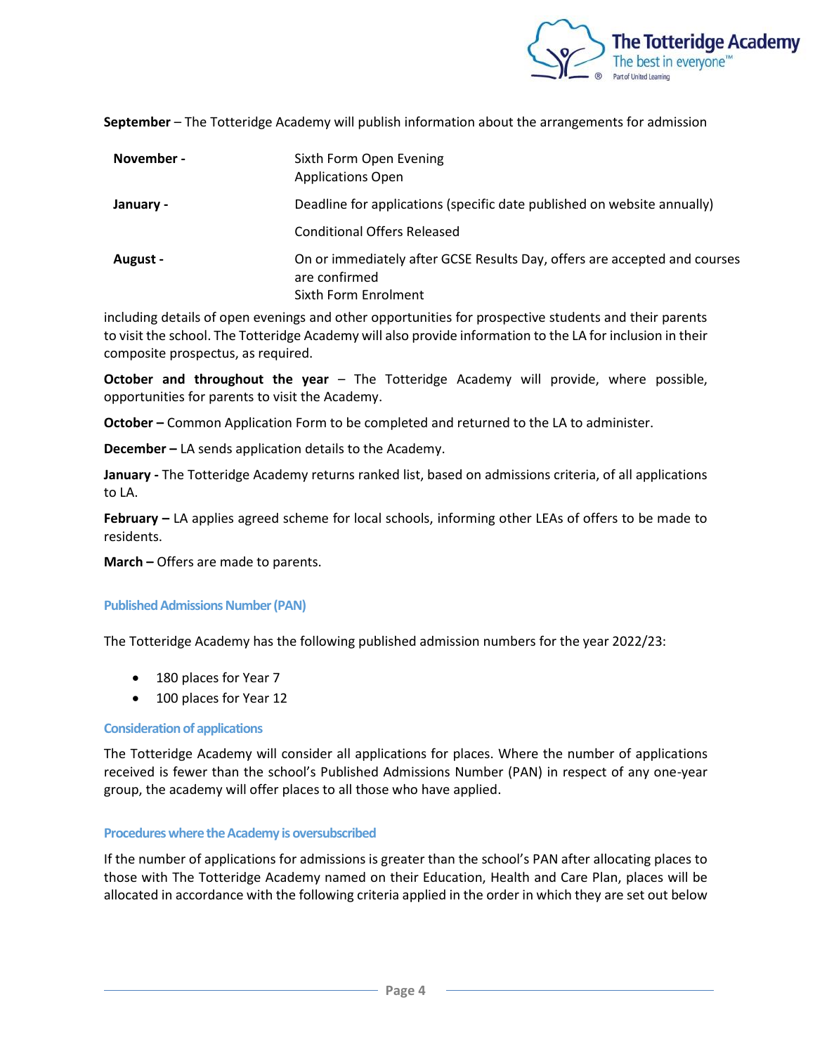**September** – The Totteridge Academy will publish information about the arrangements for admission

| | |
|---|---|
| **November -** | Sixth Form Open Evening<br>Applications Open |
| **January -** | Deadline for applications (specific date published on website annually) |
| | Conditional Offers Released |
| **August -** | On or immediately after GCSE Results Day, offers are accepted and courses are confirmed<br>Sixth Form Enrolment |

including details of open evenings and other opportunities for prospective students and their parents to visit the school. The Totteridge Academy will also provide information to the LA for inclusion in their composite prospectus, as required.

**October and throughout the year** – The Totteridge Academy will provide, where possible, opportunities for parents to visit the Academy.

**October –** Common Application Form to be completed and returned to the LA to administer.

**December –** LA sends application details to the Academy.

**January -** The Totteridge Academy returns ranked list, based on admissions criteria, of all applications to LA.

**February –** LA applies agreed scheme for local schools, informing other LEAs of offers to be made to residents.

**March –** Offers are made to parents.

### Published Admissions Number (PAN)

The Totteridge Academy has the following published admission numbers for the year 2022/23:

- 180 places for Year 7
- 100 places for Year 12

### Consideration of applications

The Totteridge Academy will consider all applications for places. Where the number of applications received is fewer than the school's Published Admissions Number (PAN) in respect of any one-year group, the academy will offer places to all those who have applied.

### Procedures where the Academy is oversubscribed

If the number of applications for admissions is greater than the school's PAN after allocating places to those with The Totteridge Academy named on their Education, Health and Care Plan, places will be allocated in accordance with the following criteria applied in the order in which they are set out below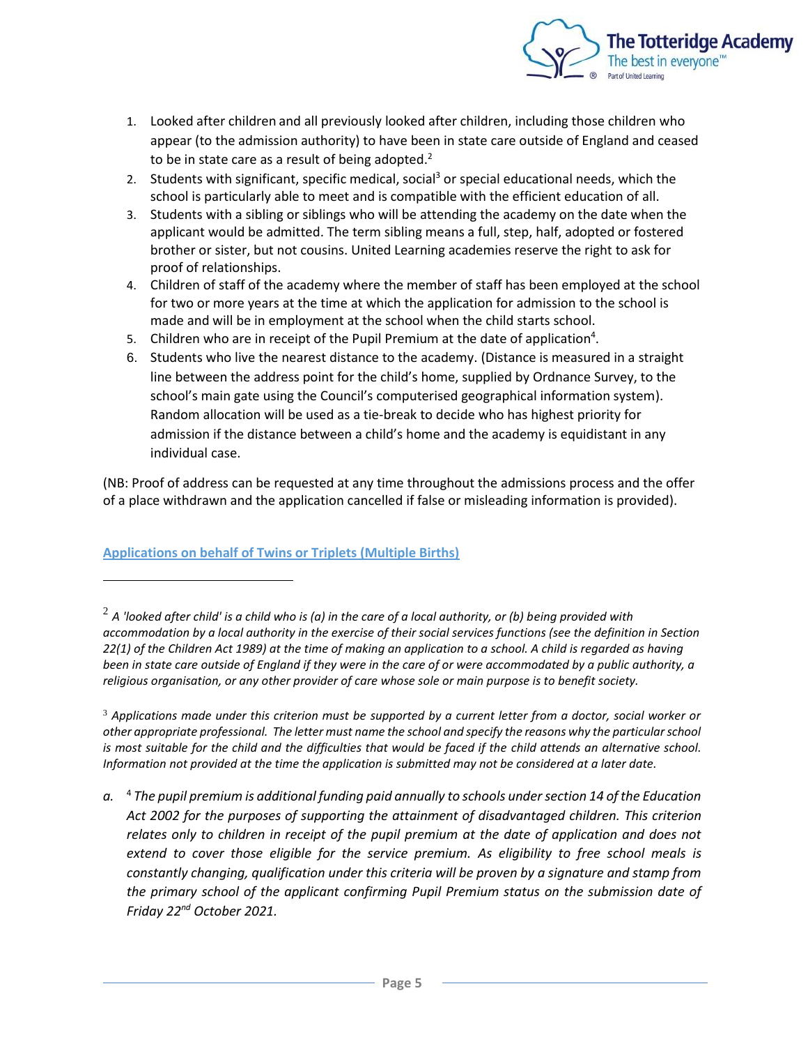1. Looked after children and all previously looked after children, including those children who appear (to the admission authority) to have been in state care outside of England and ceased to be in state care as a result of being adopted.[2]
2. Students with significant, specific medical, social[3] or special educational needs, which the school is particularly able to meet and is compatible with the efficient education of all.
3. Students with a sibling or siblings who will be attending the academy on the date when the applicant would be admitted. The term sibling means a full, step, half, adopted or fostered brother or sister, but not cousins. United Learning academies reserve the right to ask for proof of relationships.
4. Children of staff of the academy where the member of staff has been employed at the school for two or more years at the time at which the application for admission to the school is made and will be in employment at the school when the child starts school.
5. Children who are in receipt of the Pupil Premium at the date of application[4].
6. Students who live the nearest distance to the academy. (Distance is measured in a straight line between the address point for the child's home, supplied by Ordnance Survey, to the school's main gate using the Council's computerised geographical information system). Random allocation will be used as a tie-break to decide who has highest priority for admission if the distance between a child's home and the academy is equidistant in any individual case.

(NB: Proof of address can be requested at any time throughout the admissions process and the offer of a place withdrawn and the application cancelled if false or misleading information is provided).

**Applications on behalf of Twins or Triplets (Multiple Births)**

---

[2] *A 'looked after child' is a child who is (a) in the care of a local authority, or (b) being provided with accommodation by a local authority in the exercise of their social services functions (see the definition in Section 22(1) of the Children Act 1989) at the time of making an application to a school. A child is regarded as having been in state care outside of England if they were in the care of or were accommodated by a public authority, a religious organisation, or any other provider of care whose sole or main purpose is to benefit society.*

[3] *Applications made under this criterion must be supported by a current letter from a doctor, social worker or other appropriate professional. The letter must name the school and specify the reasons why the particular school is most suitable for the child and the difficulties that would be faced if the child attends an alternative school. Information not provided at the time the application is submitted may not be considered at a later date.*

a. [4] *The pupil premium is additional funding paid annually to schools under section 14 of the Education Act 2002 for the purposes of supporting the attainment of disadvantaged children. This criterion relates only to children in receipt of the pupil premium at the date of application and does not extend to cover those eligible for the service premium. As eligibility to free school meals is constantly changing, qualification under this criteria will be proven by a signature and stamp from the primary school of the applicant confirming Pupil Premium status on the submission date of Friday 22nd October 2021.*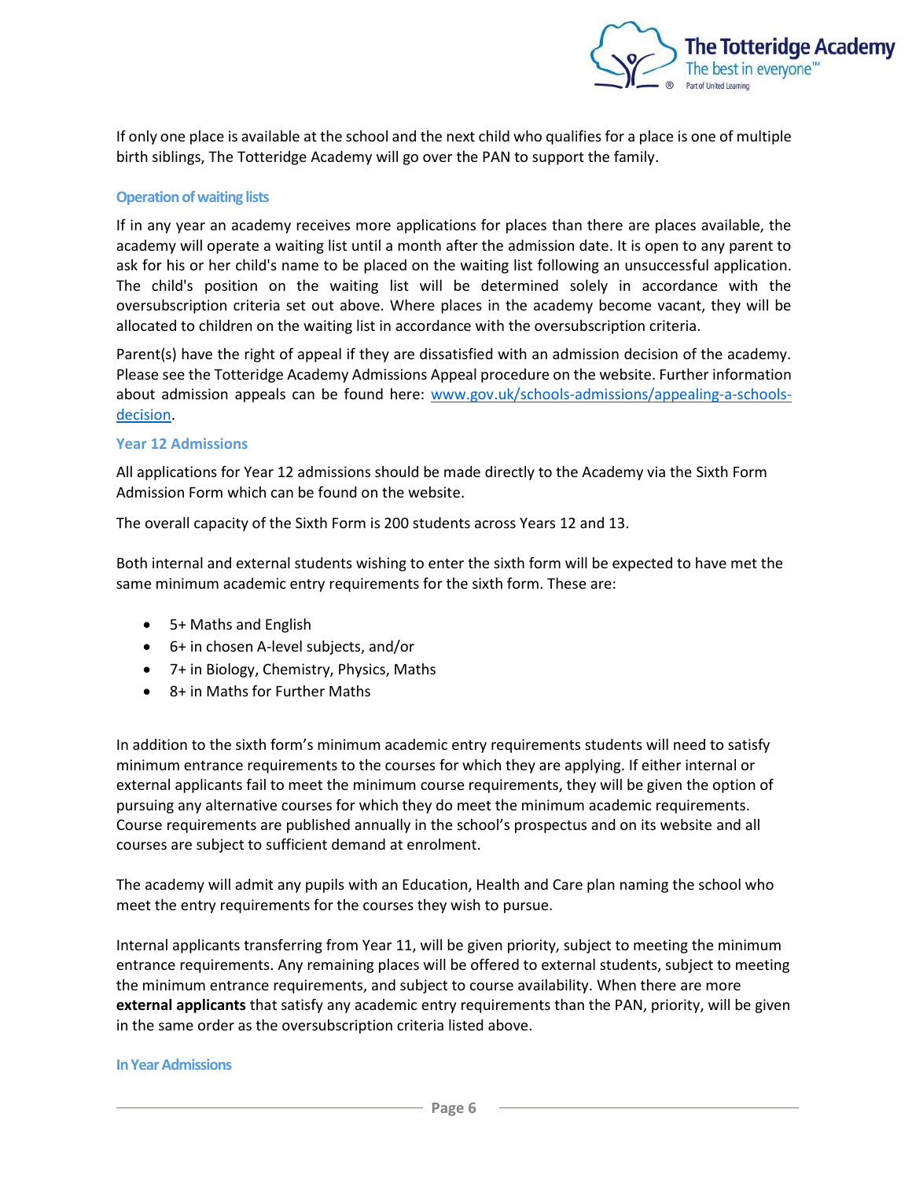If only one place is available at the school and the next child who qualifies for a place is one of multiple birth siblings, The Totteridge Academy will go over the PAN to support the family.

### Operation of waiting lists

If in any year an academy receives more applications for places than there are places available, the academy will operate a waiting list until a month after the admission date. It is open to any parent to ask for his or her child's name to be placed on the waiting list following an unsuccessful application. The child's position on the waiting list will be determined solely in accordance with the oversubscription criteria set out above. Where places in the academy become vacant, they will be allocated to children on the waiting list in accordance with the oversubscription criteria.

Parent(s) have the right of appeal if they are dissatisfied with an admission decision of the academy. Please see the Totteridge Academy Admissions Appeal procedure on the website. Further information about admission appeals can be found here: [www.gov.uk/schools-admissions/appealing-a-schools-decision](http://www.gov.uk/schools-admissions/appealing-a-schools-decision).

### Year 12 Admissions

All applications for Year 12 admissions should be made directly to the Academy via the Sixth Form Admission Form which can be found on the website.

The overall capacity of the Sixth Form is 200 students across Years 12 and 13.

Both internal and external students wishing to enter the sixth form will be expected to have met the same minimum academic entry requirements for the sixth form. These are:

- 5+ Maths and English
- 6+ in chosen A-level subjects, and/or
- 7+ in Biology, Chemistry, Physics, Maths
- 8+ in Maths for Further Maths

In addition to the sixth form's minimum academic entry requirements students will need to satisfy minimum entrance requirements to the courses for which they are applying. If either internal or external applicants fail to meet the minimum course requirements, they will be given the option of pursuing any alternative courses for which they do meet the minimum academic requirements. Course requirements are published annually in the school's prospectus and on its website and all courses are subject to sufficient demand at enrolment.

The academy will admit any pupils with an Education, Health and Care plan naming the school who meet the entry requirements for the courses they wish to pursue.

Internal applicants transferring from Year 11, will be given priority, subject to meeting the minimum entrance requirements. Any remaining places will be offered to external students, subject to meeting the minimum entrance requirements, and subject to course availability. When there are more **external applicants** that satisfy any academic entry requirements than the PAN, priority, will be given in the same order as the oversubscription criteria listed above.

### In Year Admissions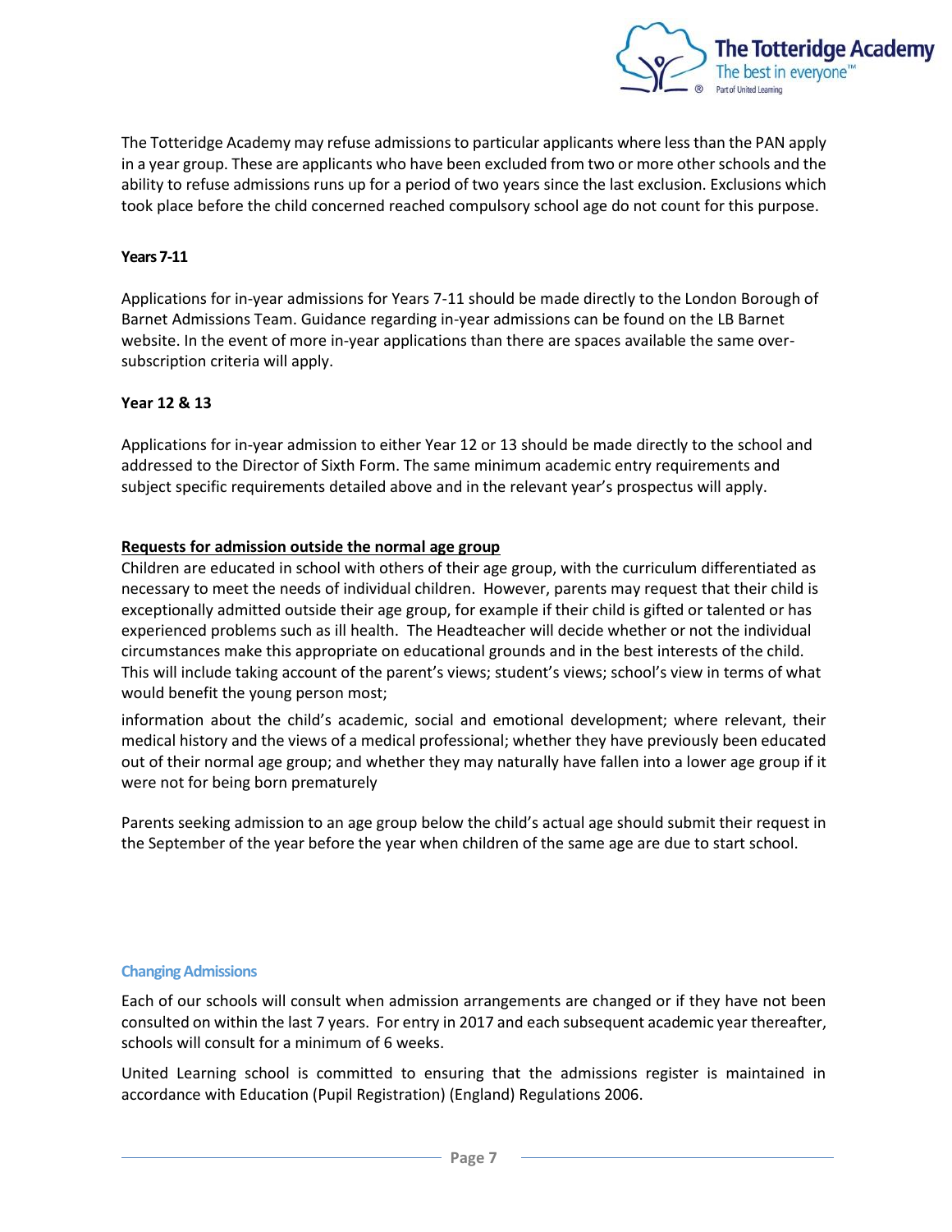The Totteridge Academy may refuse admissions to particular applicants where less than the PAN apply in a year group. These are applicants who have been excluded from two or more other schools and the ability to refuse admissions runs up for a period of two years since the last exclusion. Exclusions which took place before the child concerned reached compulsory school age do not count for this purpose.

**Years 7-11**

Applications for in-year admissions for Years 7-11 should be made directly to the London Borough of Barnet Admissions Team. Guidance regarding in-year admissions can be found on the LB Barnet website. In the event of more in-year applications than there are spaces available the same over-subscription criteria will apply.

**Year 12 & 13**

Applications for in-year admission to either Year 12 or 13 should be made directly to the school and addressed to the Director of Sixth Form. The same minimum academic entry requirements and subject specific requirements detailed above and in the relevant year's prospectus will apply.

**Requests for admission outside the normal age group**

Children are educated in school with others of their age group, with the curriculum differentiated as necessary to meet the needs of individual children. However, parents may request that their child is exceptionally admitted outside their age group, for example if their child is gifted or talented or has experienced problems such as ill health. The Headteacher will decide whether or not the individual circumstances make this appropriate on educational grounds and in the best interests of the child. This will include taking account of the parent's views; student's views; school's view in terms of what would benefit the young person most;

information about the child's academic, social and emotional development; where relevant, their medical history and the views of a medical professional; whether they have previously been educated out of their normal age group; and whether they may naturally have fallen into a lower age group if it were not for being born prematurely

Parents seeking admission to an age group below the child's actual age should submit their request in the September of the year before the year when children of the same age are due to start school.

### Changing Admissions

Each of our schools will consult when admission arrangements are changed or if they have not been consulted on within the last 7 years. For entry in 2017 and each subsequent academic year thereafter, schools will consult for a minimum of 6 weeks.

United Learning school is committed to ensuring that the admissions register is maintained in accordance with Education (Pupil Registration) (England) Regulations 2006.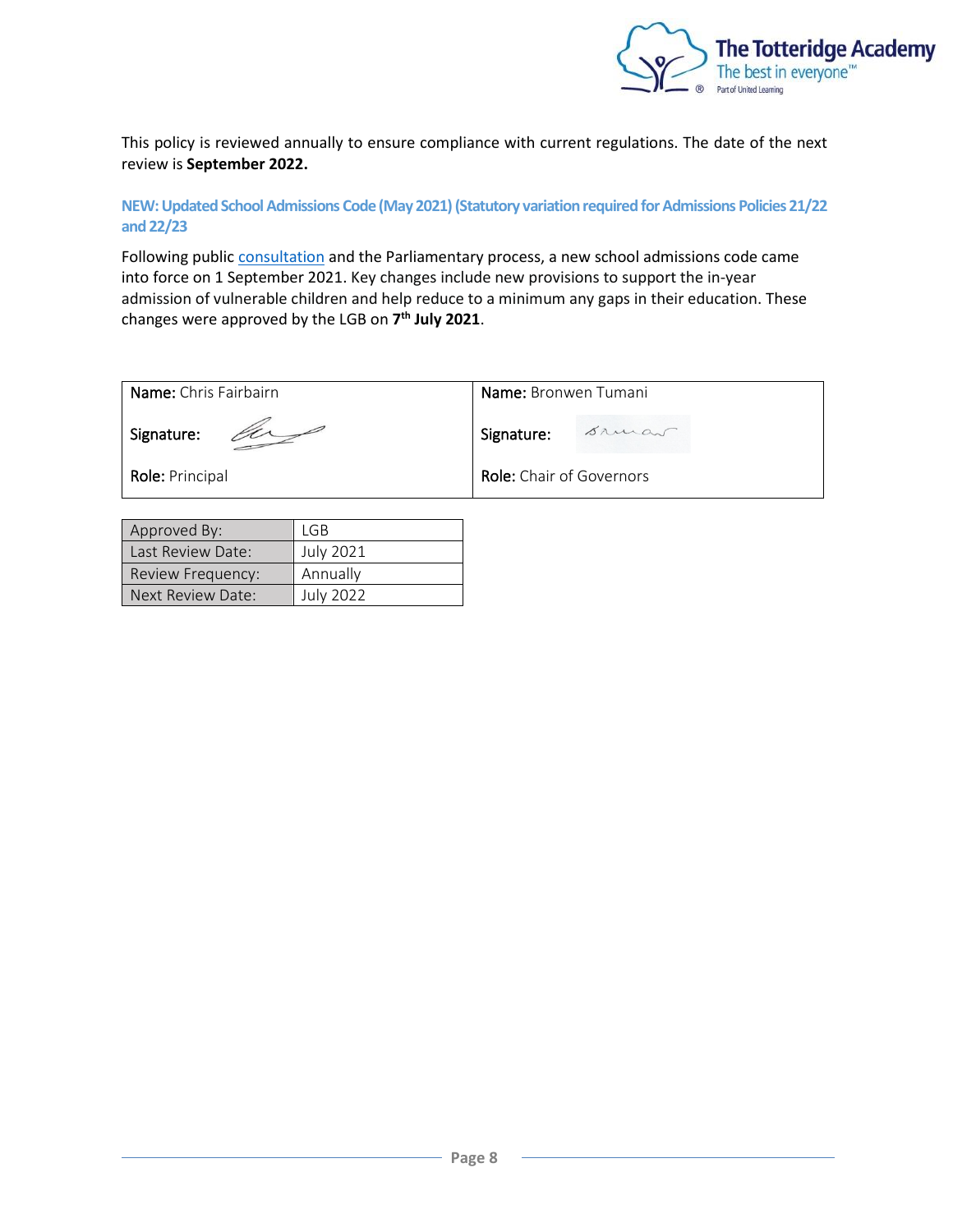This policy is reviewed annually to ensure compliance with current regulations. The date of the next review is **September 2022.**

### NEW: Updated School Admissions Code (May 2021) (Statutory variation required for Admissions Policies 21/22 and 22/23

Following public consultation and the Parliamentary process, a new school admissions code came into force on 1 September 2021. Key changes include new provisions to support the in-year admission of vulnerable children and help reduce to a minimum any gaps in their education. These changes were approved by the LGB on **7th July 2021**.

| | |
|---|---|
| **Name:** Chris Fairbairn | **Name:** Bronwen Tumani |
| **Signature:** | **Signature:** |
| **Role:** Principal | **Role:** Chair of Governors |

| | |
|---|---|
| Approved By: | LGB |
| Last Review Date: | July 2021 |
| Review Frequency: | Annually |
| Next Review Date: | July 2022 |